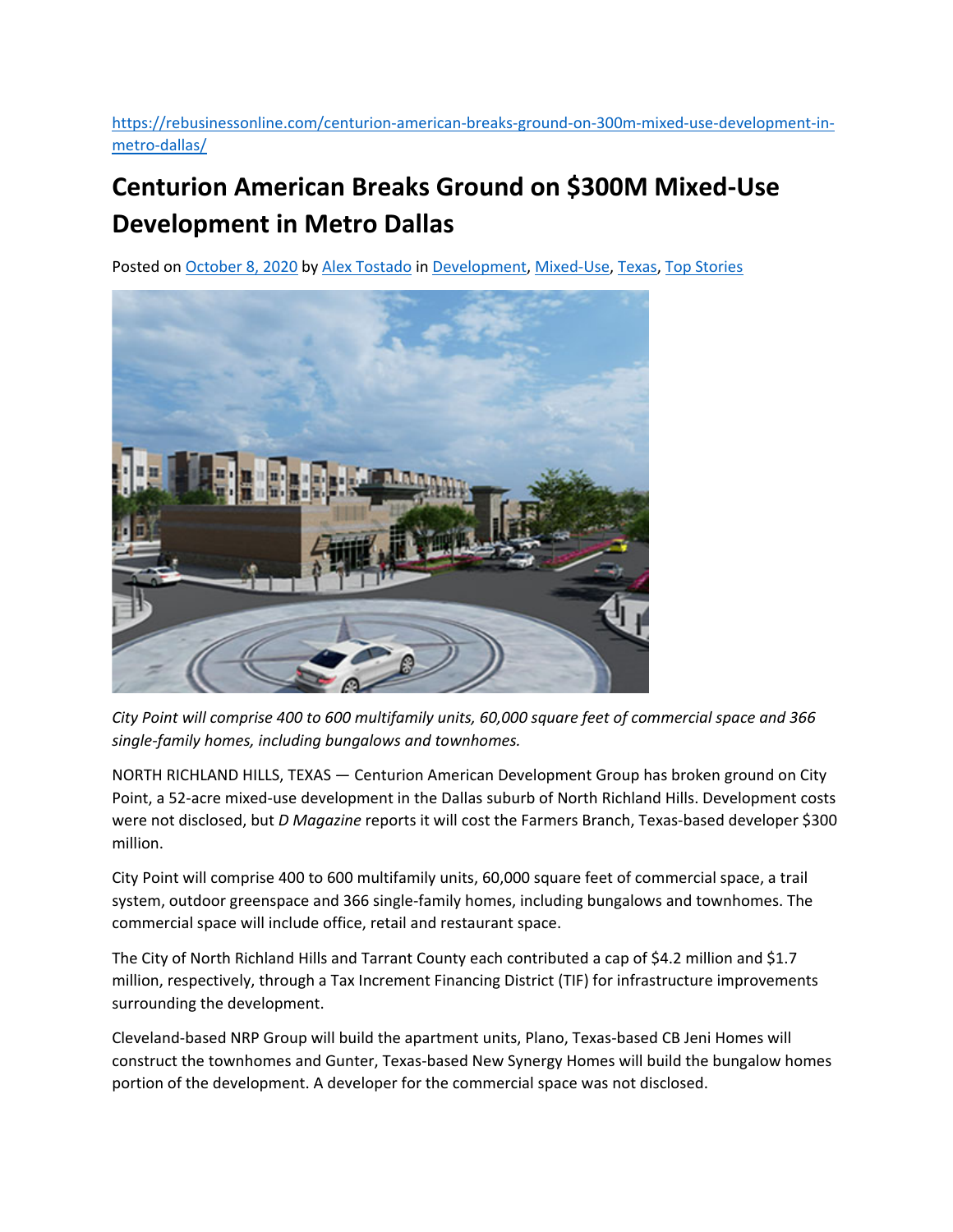https://rebusinessonline.com/centurion-american-breaks-ground-on-300m-mixed-use-development-in-metro-dallas/

# Centurion American Breaks Ground on $300M Mixed-Use Development in Metro Dallas

Posted on October 8, 2020 by Alex Tostado in Development, Mixed-Use, Texas, Top Stories

*City Point will comprise 400 to 600 multifamily units, 60,000 square feet of commercial space and 366 single-family homes, including bungalows and townhomes.*

NORTH RICHLAND HILLS, TEXAS — Centurion American Development Group has broken ground on City Point, a 52-acre mixed-use development in the Dallas suburb of North Richland Hills. Development costs were not disclosed, but *D Magazine* reports it will cost the Farmers Branch, Texas-based developer $300 million.

City Point will comprise 400 to 600 multifamily units, 60,000 square feet of commercial space, a trail system, outdoor greenspace and 366 single-family homes, including bungalows and townhomes. The commercial space will include office, retail and restaurant space.

The City of North Richland Hills and Tarrant County each contributed a cap of $4.2 million and $1.7 million, respectively, through a Tax Increment Financing District (TIF) for infrastructure improvements surrounding the development.

Cleveland-based NRP Group will build the apartment units, Plano, Texas-based CB Jeni Homes will construct the townhomes and Gunter, Texas-based New Synergy Homes will build the bungalow homes portion of the development. A developer for the commercial space was not disclosed.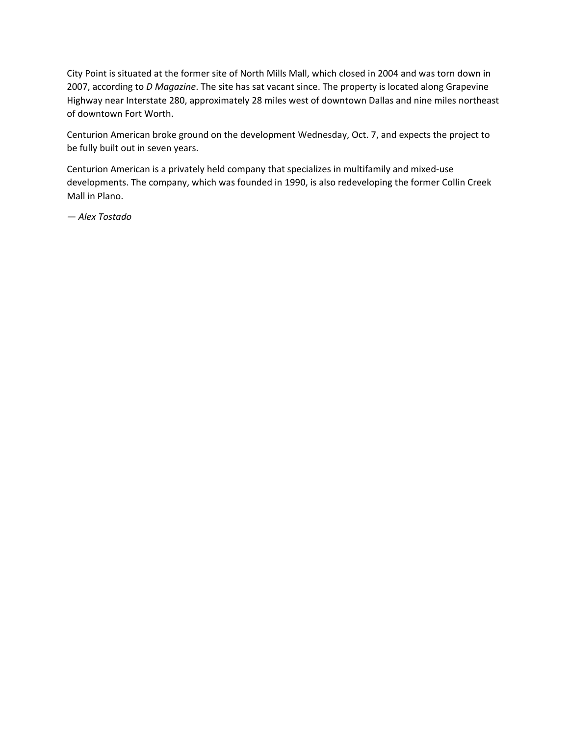City Point is situated at the former site of North Mills Mall, which closed in 2004 and was torn down in 2007, according to *D Magazine*. The site has sat vacant since. The property is located along Grapevine Highway near Interstate 280, approximately 28 miles west of downtown Dallas and nine miles northeast of downtown Fort Worth.

Centurion American broke ground on the development Wednesday, Oct. 7, and expects the project to be fully built out in seven years.

Centurion American is a privately held company that specializes in multifamily and mixed-use developments. The company, which was founded in 1990, is also redeveloping the former Collin Creek Mall in Plano.

— *Alex Tostado*